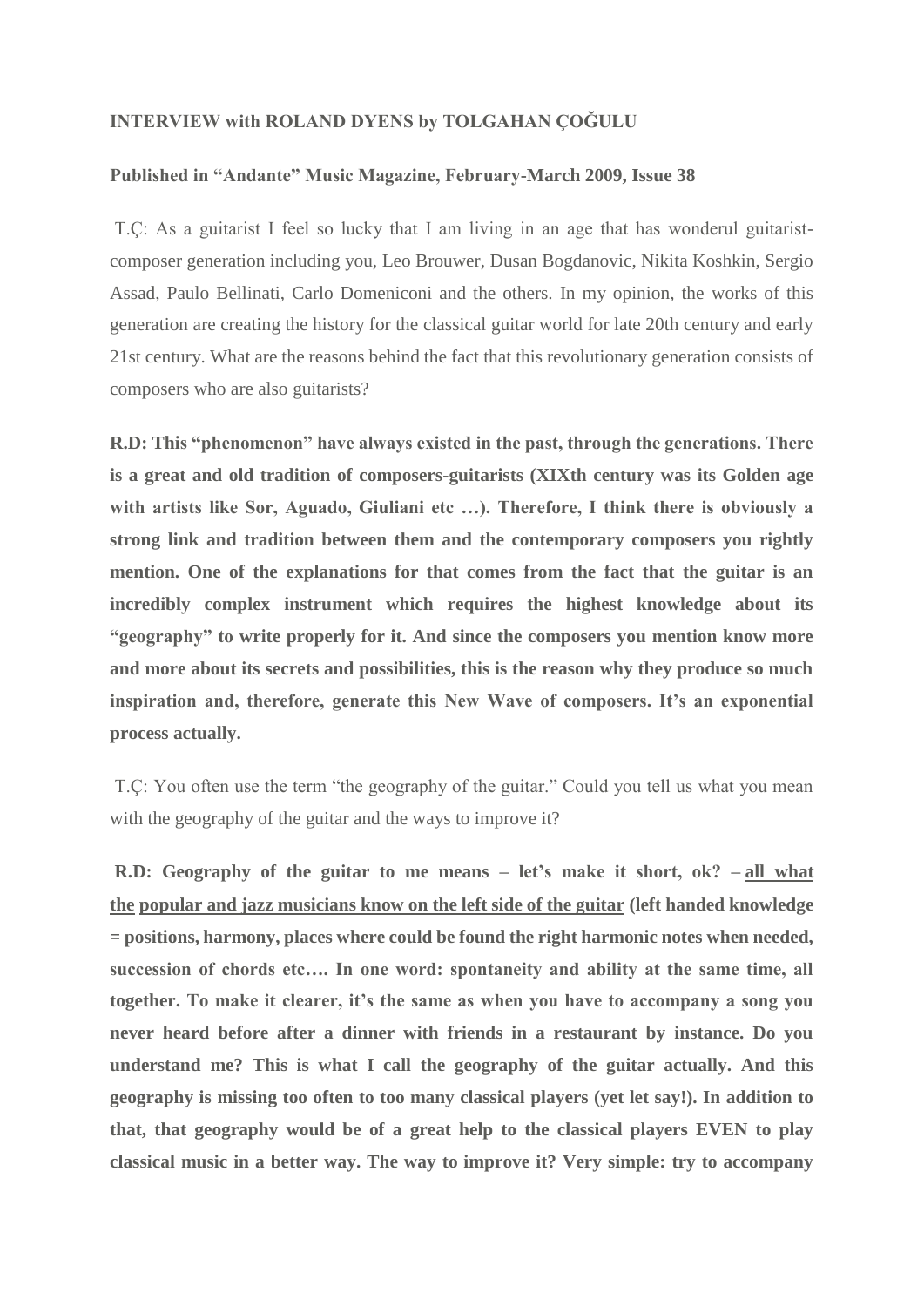**INTERVIEW with ROLAND DYENS by TOLGAHAN ÇOĞULU**

**Published in "Andante" Music Magazine, February-March 2009, Issue 38**

T.Ç: As a guitarist I feel so lucky that I am living in an age that has wonderul guitarist-composer generation including you, Leo Brouwer, Dusan Bogdanovic, Nikita Koshkin, Sergio Assad, Paulo Bellinati, Carlo Domeniconi and the others. In my opinion, the works of this generation are creating the history for the classical guitar world for late 20th century and early 21st century. What are the reasons behind the fact that this revolutionary generation consists of composers who are also guitarists?

**R.D: This "phenomenon" have always existed in the past, through the generations. There is a great and old tradition of composers-guitarists (XIXth century was its Golden age with artists like Sor, Aguado, Giuliani etc …). Therefore, I think there is obviously a strong link and tradition between them and the contemporary composers you rightly mention. One of the explanations for that comes from the fact that the guitar is an incredibly complex instrument which requires the highest knowledge about its "geography" to write properly for it. And since the composers you mention know more and more about its secrets and possibilities, this is the reason why they produce so much inspiration and, therefore, generate this New Wave of composers. It's an exponential process actually.**

T.Ç: You often use the term "the geography of the guitar." Could you tell us what you mean with the geography of the guitar and the ways to improve it?

**R.D: Geography of the guitar to me means – let's make it short, ok? – <u>all what the popular and jazz musicians know on the left side of the guitar</u> (left handed knowledge = positions, harmony, places where could be found the right harmonic notes when needed, succession of chords etc…. In one word: spontaneity and ability at the same time, all together. To make it clearer, it's the same as when you have to accompany a song you never heard before after a dinner with friends in a restaurant by instance. Do you understand me? This is what I call the geography of the guitar actually. And this geography is missing too often to too many classical players (yet let say!). In addition to that, that geography would be of a great help to the classical players EVEN to play classical music in a better way. The way to improve it? Very simple: try to accompany**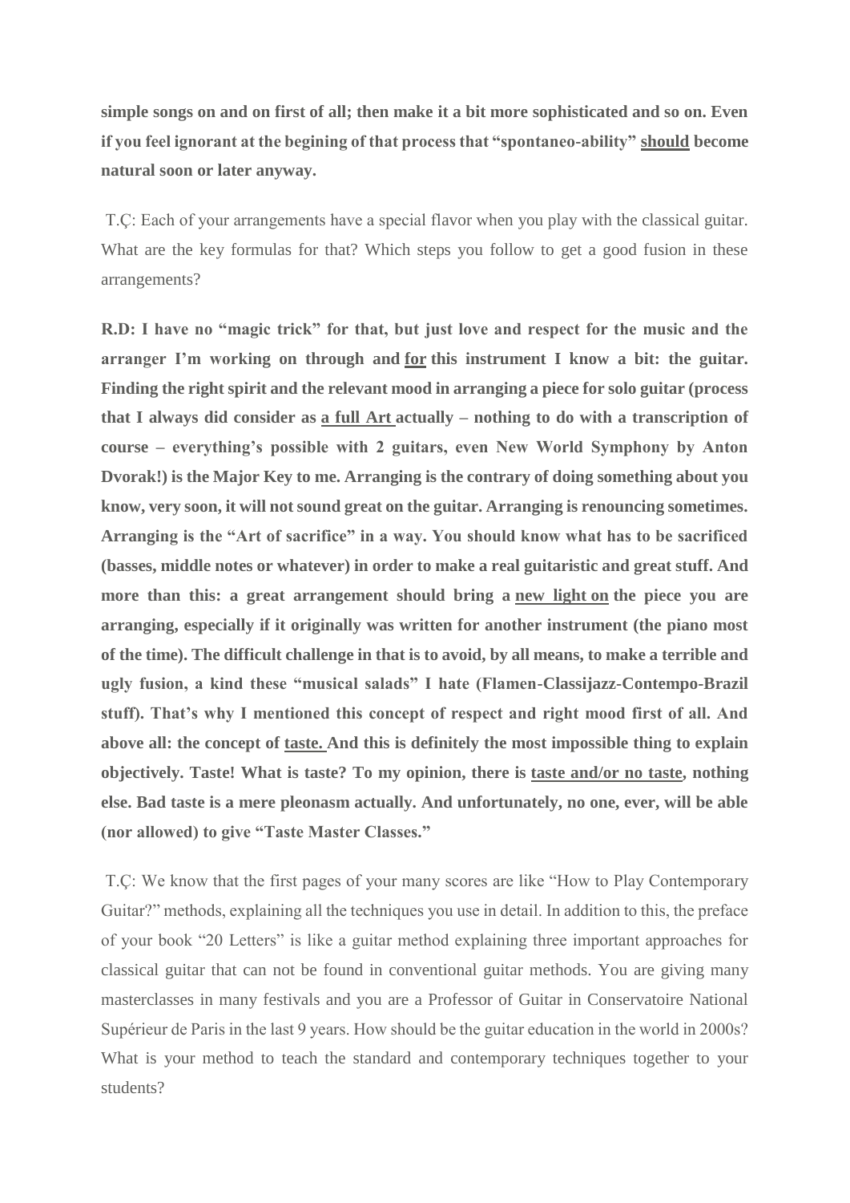**simple songs on and on first of all; then make it a bit more sophisticated and so on. Even if you feel ignorant at the begining of that process that "spontaneo-ability" <u>should</u> become natural soon or later anyway.**

T.Ç: Each of your arrangements have a special flavor when you play with the classical guitar. What are the key formulas for that? Which steps you follow to get a good fusion in these arrangements?

**R.D: I have no "magic trick" for that, but just love and respect for the music and the arranger I'm working on through and <u>for</u> this instrument I know a bit: the guitar. Finding the right spirit and the relevant mood in arranging a piece for solo guitar (process that I always did consider as <u>a full Art</u> actually – nothing to do with a transcription of course – everything's possible with 2 guitars, even New World Symphony by Anton Dvorak!) is the Major Key to me. Arranging is the contrary of doing something about you know, very soon, it will not sound great on the guitar. Arranging is renouncing sometimes. Arranging is the "Art of sacrifice" in a way. You should know what has to be sacrificed (basses, middle notes or whatever) in order to make a real guitaristic and great stuff. And more than this: a great arrangement should bring a <u>new light on</u> the piece you are arranging, especially if it originally was written for another instrument (the piano most of the time). The difficult challenge in that is to avoid, by all means, to make a terrible and ugly fusion, a kind these "musical salads" I hate (Flamen-Classijazz-Contempo-Brazil stuff). That's why I mentioned this concept of respect and right mood first of all. And above all: the concept of <u>taste.</u> And this is definitely the most impossible thing to explain objectively. Taste! What is taste? To my opinion, there is <u>taste and/or no taste</u>, nothing else. Bad taste is a mere pleonasm actually. And unfortunately, no one, ever, will be able (nor allowed) to give "Taste Master Classes."**

T.Ç: We know that the first pages of your many scores are like "How to Play Contemporary Guitar?" methods, explaining all the techniques you use in detail. In addition to this, the preface of your book "20 Letters" is like a guitar method explaining three important approaches for classical guitar that can not be found in conventional guitar methods. You are giving many masterclasses in many festivals and you are a Professor of Guitar in Conservatoire National Supérieur de Paris in the last 9 years. How should be the guitar education in the world in 2000s? What is your method to teach the standard and contemporary techniques together to your students?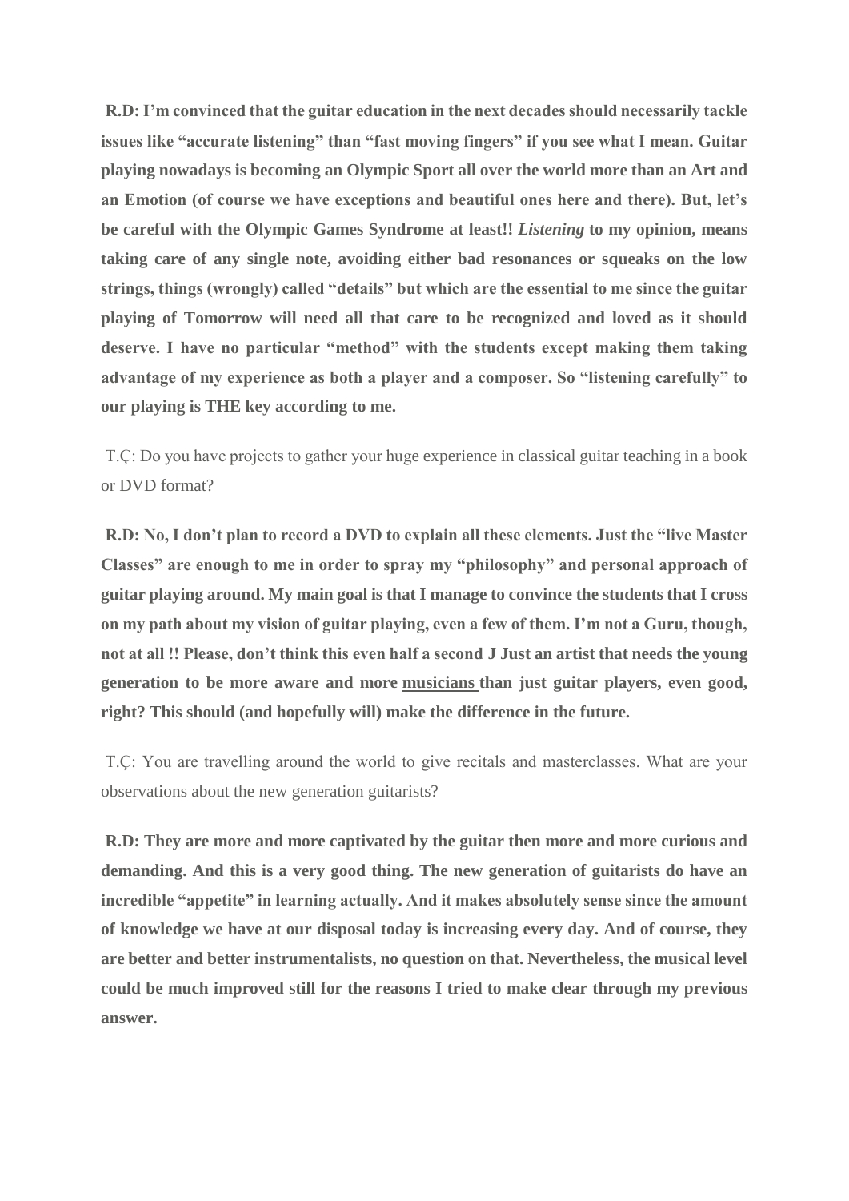**R.D: I'm convinced that the guitar education in the next decades should necessarily tackle issues like "accurate listening" than "fast moving fingers" if you see what I mean. Guitar playing nowadays is becoming an Olympic Sport all over the world more than an Art and an Emotion (of course we have exceptions and beautiful ones here and there). But, let's be careful with the Olympic Games Syndrome at least!! *Listening* to my opinion, means taking care of any single note, avoiding either bad resonances or squeaks on the low strings, things (wrongly) called "details" but which are the essential to me since the guitar playing of Tomorrow will need all that care to be recognized and loved as it should deserve. I have no particular "method" with the students except making them taking advantage of my experience as both a player and a composer. So "listening carefully" to our playing is THE key according to me.**

T.Ç: Do you have projects to gather your huge experience in classical guitar teaching in a book or DVD format?

**R.D: No, I don't plan to record a DVD to explain all these elements. Just the "live Master Classes" are enough to me in order to spray my "philosophy" and personal approach of guitar playing around. My main goal is that I manage to convince the students that I cross on my path about my vision of guitar playing, even a few of them. I'm not a Guru, though, not at all !! Please, don't think this even half a second J Just an artist that needs the young generation to be more aware and more <u>musicians</u> than just guitar players, even good, right? This should (and hopefully will) make the difference in the future.**

T.Ç: You are travelling around the world to give recitals and masterclasses. What are your observations about the new generation guitarists?

**R.D: They are more and more captivated by the guitar then more and more curious and demanding. And this is a very good thing. The new generation of guitarists do have an incredible "appetite" in learning actually. And it makes absolutely sense since the amount of knowledge we have at our disposal today is increasing every day. And of course, they are better and better instrumentalists, no question on that. Nevertheless, the musical level could be much improved still for the reasons I tried to make clear through my previous answer.**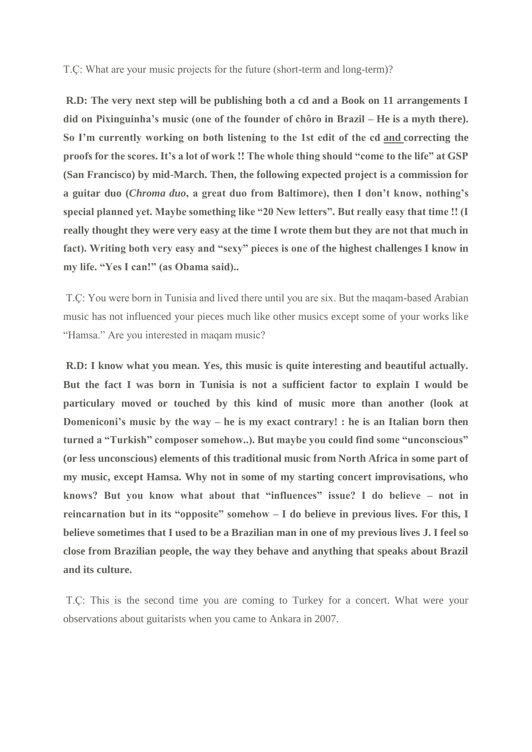T.Ç: What are your music projects for the future (short-term and long-term)?

**R.D: The very next step will be publishing both a cd and a Book on 11 arrangements I did on Pixinguinha's music (one of the founder of chôro in Brazil – He is a myth there). So I'm currently working on both listening to the 1st edit of the cd <u>and</u> correcting the proofs for the scores. It's a lot of work !! The whole thing should "come to the life" at GSP (San Francisco) by mid-March. Then, the following expected project is a commission for a guitar duo (*Chroma duo*, a great duo from Baltimore), then I don't know, nothing's special planned yet. Maybe something like "20 New letters". But really easy that time !! (I really thought they were very easy at the time I wrote them but they are not that much in fact). Writing both very easy and "sexy" pieces is one of the highest challenges I know in my life. "Yes I can!" (as Obama said)..**

T.Ç: You were born in Tunisia and lived there until you are six. But the maqam-based Arabian music has not influenced your pieces much like other musics except some of your works like "Hamsa." Are you interested in maqam music?

**R.D: I know what you mean. Yes, this music is quite interesting and beautiful actually. But the fact I was born in Tunisia is not a sufficient factor to explain I would be particulary moved or touched by this kind of music more than another (look at Domeniconi's music by the way – he is my exact contrary! : he is an Italian born then turned a "Turkish" composer somehow..). But maybe you could find some "unconscious" (or less unconscious) elements of this traditional music from North Africa in some part of my music, except Hamsa. Why not in some of my starting concert improvisations, who knows? But you know what about that "influences" issue? I do believe – not in reincarnation but in its "opposite" somehow – I do believe in previous lives. For this, I believe sometimes that I used to be a Brazilian man in one of my previous lives J. I feel so close from Brazilian people, the way they behave and anything that speaks about Brazil and its culture.**

T.Ç: This is the second time you are coming to Turkey for a concert. What were your observations about guitarists when you came to Ankara in 2007.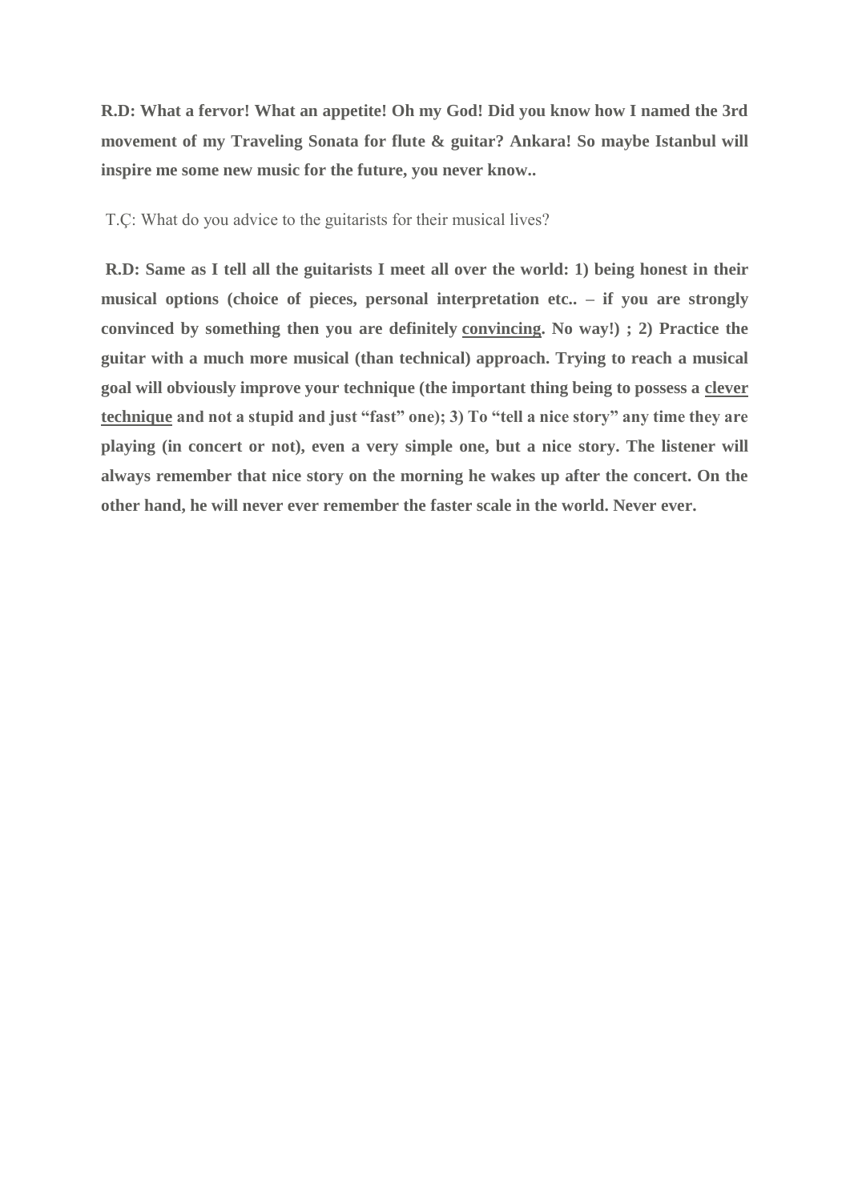**R.D: What a fervor! What an appetite! Oh my God! Did you know how I named the 3rd movement of my Traveling Sonata for flute & guitar? Ankara! So maybe Istanbul will inspire me some new music for the future, you never know..**

T.Ç: What do you advice to the guitarists for their musical lives?

**R.D: Same as I tell all the guitarists I meet all over the world: 1) being honest in their musical options (choice of pieces, personal interpretation etc.. – if you are strongly convinced by something then you are definitely <u>convincing</u>. No way!) ; 2) Practice the guitar with a much more musical (than technical) approach. Trying to reach a musical goal will obviously improve your technique (the important thing being to possess a <u>clever technique</u> and not a stupid and just "fast" one); 3) To "tell a nice story" any time they are playing (in concert or not), even a very simple one, but a nice story. The listener will always remember that nice story on the morning he wakes up after the concert. On the other hand, he will never ever remember the faster scale in the world. Never ever.**